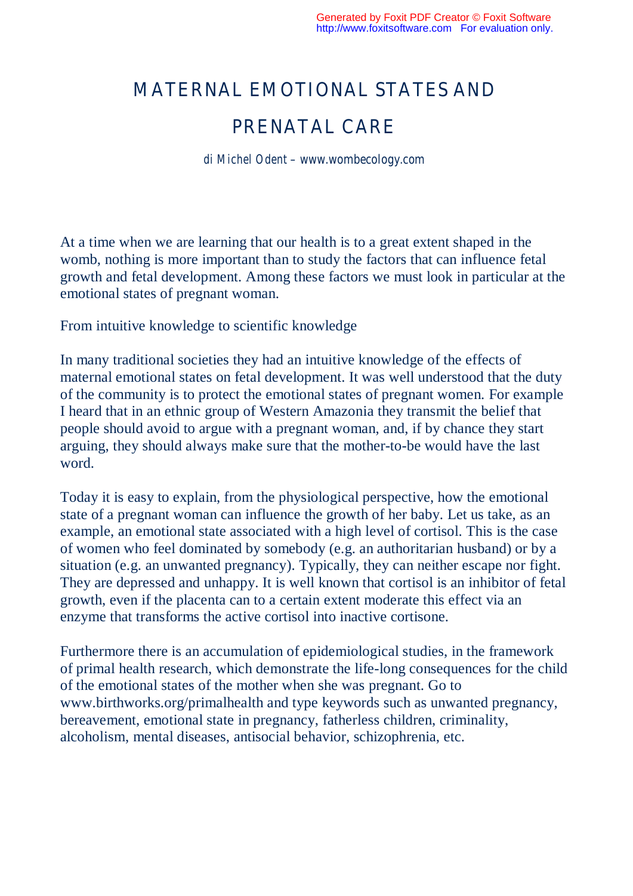# MATERNAL EMOTIONAL STATES AND PRENATAL CARE

di Michel Odent – www.wombecology.com

At a time when we are learning that our health is to a great extent shaped in the womb, nothing is more important than to study the factors that can influence fetal growth and fetal development. Among these factors we must look in particular at the emotional states of pregnant woman.

## From intuitive knowledge to scientific knowledge

In many traditional societies they had an intuitive knowledge of the effects of maternal emotional states on fetal development. It was well understood that the duty of the community is to protect the emotional states of pregnant women. For example I heard that in an ethnic group of Western Amazonia they transmit the belief that people should avoid to argue with a pregnant woman, and, if by chance they start arguing, they should always make sure that the mother-to-be would have the last word.

Today it is easy to explain, from the physiological perspective, how the emotional state of a pregnant woman can influence the growth of her baby. Let us take, as an example, an emotional state associated with a high level of cortisol. This is the case of women who feel dominated by somebody (e.g. an authoritarian husband) or by a situation (e.g. an unwanted pregnancy). Typically, they can neither escape nor fight. They are depressed and unhappy. It is well known that cortisol is an inhibitor of fetal growth, even if the placenta can to a certain extent moderate this effect via an enzyme that transforms the active cortisol into inactive cortisone.

Furthermore there is an accumulation of epidemiological studies, in the framework of primal health research, which demonstrate the life-long consequences for the child of the emotional states of the mother when she was pregnant. Go to www.birthworks.org/primalhealth and type keywords such as unwanted pregnancy, bereavement, emotional state in pregnancy, fatherless children, criminality, alcoholism, mental diseases, antisocial behavior, schizophrenia, etc.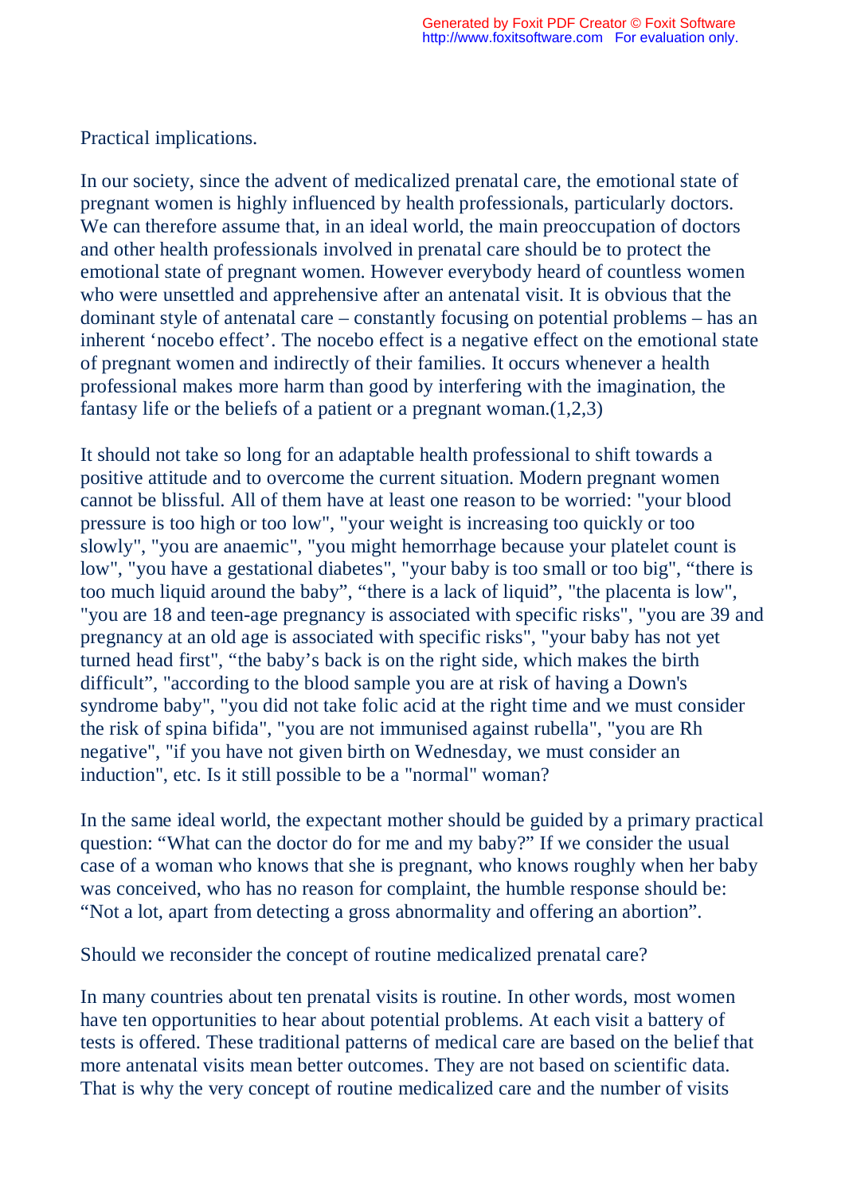Practical implications.

In our society, since the advent of medicalized prenatal care, the emotional state of pregnant women is highly influenced by health professionals, particularly doctors. We can therefore assume that, in an ideal world, the main preoccupation of doctors and other health professionals involved in prenatal care should be to protect the emotional state of pregnant women. However everybody heard of countless women who were unsettled and apprehensive after an antenatal visit. It is obvious that the dominant style of antenatal care – constantly focusing on potential problems – has an inherent 'nocebo effect'. The nocebo effect is a negative effect on the emotional state of pregnant women and indirectly of their families. It occurs whenever a health professional makes more harm than good by interfering with the imagination, the fantasy life or the beliefs of a patient or a pregnant woman.(1,2,3)

It should not take so long for an adaptable health professional to shift towards a positive attitude and to overcome the current situation. Modern pregnant women cannot be blissful. All of them have at least one reason to be worried: "your blood pressure is too high or too low", "your weight is increasing too quickly or too slowly", "you are anaemic", "you might hemorrhage because your platelet count is low", "you have a gestational diabetes", "your baby is too small or too big", "there is too much liquid around the baby", "there is a lack of liquid", "the placenta is low", "you are 18 and teen-age pregnancy is associated with specific risks", "you are 39 and pregnancy at an old age is associated with specific risks", "your baby has not yet turned head first", "the baby's back is on the right side, which makes the birth difficult", "according to the blood sample you are at risk of having a Down's syndrome baby", "you did not take folic acid at the right time and we must consider the risk of spina bifida", "you are not immunised against rubella", "you are Rh negative", "if you have not given birth on Wednesday, we must consider an induction", etc. Is it still possible to be a "normal" woman?

In the same ideal world, the expectant mother should be guided by a primary practical question: "What can the doctor do for me and my baby?" If we consider the usual case of a woman who knows that she is pregnant, who knows roughly when her baby was conceived, who has no reason for complaint, the humble response should be: "Not a lot, apart from detecting a gross abnormality and offering an abortion".

Should we reconsider the concept of routine medicalized prenatal care?

In many countries about ten prenatal visits is routine. In other words, most women have ten opportunities to hear about potential problems. At each visit a battery of tests is offered. These traditional patterns of medical care are based on the belief that more antenatal visits mean better outcomes. They are not based on scientific data. That is why the very concept of routine medicalized care and the number of visits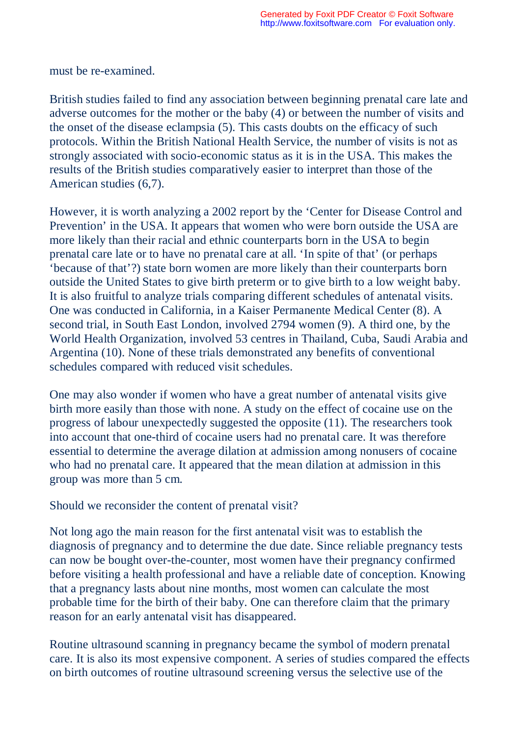must be re-examined.

British studies failed to find any association between beginning prenatal care late and adverse outcomes for the mother or the baby (4) or between the number of visits and the onset of the disease eclampsia (5). This casts doubts on the efficacy of such protocols. Within the British National Health Service, the number of visits is not as strongly associated with socio-economic status as it is in the USA. This makes the results of the British studies comparatively easier to interpret than those of the American studies (6,7).

However, it is worth analyzing a 2002 report by the 'Center for Disease Control and Prevention' in the USA. It appears that women who were born outside the USA are more likely than their racial and ethnic counterparts born in the USA to begin prenatal care late or to have no prenatal care at all. 'In spite of that' (or perhaps 'because of that'?) state born women are more likely than their counterparts born outside the United States to give birth preterm or to give birth to a low weight baby. It is also fruitful to analyze trials comparing different schedules of antenatal visits. One was conducted in California, in a Kaiser Permanente Medical Center (8). A second trial, in South East London, involved 2794 women (9). A third one, by the World Health Organization, involved 53 centres in Thailand, Cuba, Saudi Arabia and Argentina (10). None of these trials demonstrated any benefits of conventional schedules compared with reduced visit schedules.

One may also wonder if women who have a great number of antenatal visits give birth more easily than those with none. A study on the effect of cocaine use on the progress of labour unexpectedly suggested the opposite (11). The researchers took into account that one-third of cocaine users had no prenatal care. It was therefore essential to determine the average dilation at admission among nonusers of cocaine who had no prenatal care. It appeared that the mean dilation at admission in this group was more than 5 cm.

Should we reconsider the content of prenatal visit?

Not long ago the main reason for the first antenatal visit was to establish the diagnosis of pregnancy and to determine the due date. Since reliable pregnancy tests can now be bought over-the-counter, most women have their pregnancy confirmed before visiting a health professional and have a reliable date of conception. Knowing that a pregnancy lasts about nine months, most women can calculate the most probable time for the birth of their baby. One can therefore claim that the primary reason for an early antenatal visit has disappeared.

Routine ultrasound scanning in pregnancy became the symbol of modern prenatal care. It is also its most expensive component. A series of studies compared the effects on birth outcomes of routine ultrasound screening versus the selective use of the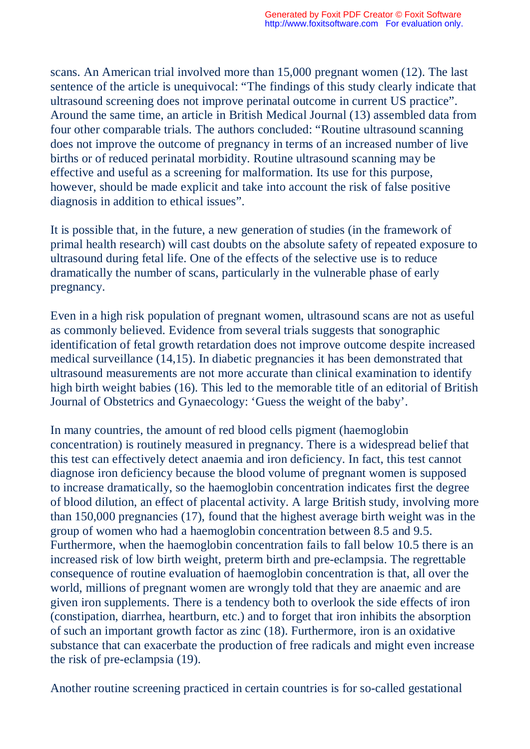scans. An American trial involved more than 15,000 pregnant women (12). The last sentence of the article is unequivocal: "The findings of this study clearly indicate that ultrasound screening does not improve perinatal outcome in current US practice". Around the same time, an article in British Medical Journal (13) assembled data from four other comparable trials. The authors concluded: "Routine ultrasound scanning does not improve the outcome of pregnancy in terms of an increased number of live births or of reduced perinatal morbidity. Routine ultrasound scanning may be effective and useful as a screening for malformation. Its use for this purpose, however, should be made explicit and take into account the risk of false positive diagnosis in addition to ethical issues".

It is possible that, in the future, a new generation of studies (in the framework of primal health research) will cast doubts on the absolute safety of repeated exposure to ultrasound during fetal life. One of the effects of the selective use is to reduce dramatically the number of scans, particularly in the vulnerable phase of early pregnancy.

Even in a high risk population of pregnant women, ultrasound scans are not as useful as commonly believed. Evidence from several trials suggests that sonographic identification of fetal growth retardation does not improve outcome despite increased medical surveillance (14,15). In diabetic pregnancies it has been demonstrated that ultrasound measurements are not more accurate than clinical examination to identify high birth weight babies (16). This led to the memorable title of an editorial of British Journal of Obstetrics and Gynaecology: 'Guess the weight of the baby'.

In many countries, the amount of red blood cells pigment (haemoglobin concentration) is routinely measured in pregnancy. There is a widespread belief that this test can effectively detect anaemia and iron deficiency. In fact, this test cannot diagnose iron deficiency because the blood volume of pregnant women is supposed to increase dramatically, so the haemoglobin concentration indicates first the degree of blood dilution, an effect of placental activity. A large British study, involving more than 150,000 pregnancies (17), found that the highest average birth weight was in the group of women who had a haemoglobin concentration between 8.5 and 9.5. Furthermore, when the haemoglobin concentration fails to fall below 10.5 there is an increased risk of low birth weight, preterm birth and pre-eclampsia. The regrettable consequence of routine evaluation of haemoglobin concentration is that, all over the world, millions of pregnant women are wrongly told that they are anaemic and are given iron supplements. There is a tendency both to overlook the side effects of iron (constipation, diarrhea, heartburn, etc.) and to forget that iron inhibits the absorption of such an important growth factor as zinc (18). Furthermore, iron is an oxidative substance that can exacerbate the production of free radicals and might even increase the risk of pre-eclampsia (19).

Another routine screening practiced in certain countries is for so-called gestational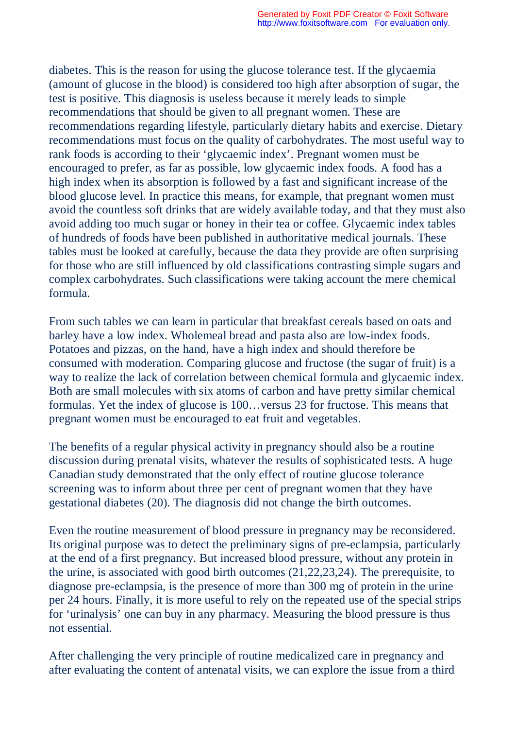diabetes. This is the reason for using the glucose tolerance test. If the glycaemia (amount of glucose in the blood) is considered too high after absorption of sugar, the test is positive. This diagnosis is useless because it merely leads to simple recommendations that should be given to all pregnant women. These are recommendations regarding lifestyle, particularly dietary habits and exercise. Dietary recommendations must focus on the quality of carbohydrates. The most useful way to rank foods is according to their 'glycaemic index'. Pregnant women must be encouraged to prefer, as far as possible, low glycaemic index foods. A food has a high index when its absorption is followed by a fast and significant increase of the blood glucose level. In practice this means, for example, that pregnant women must avoid the countless soft drinks that are widely available today, and that they must also avoid adding too much sugar or honey in their tea or coffee. Glycaemic index tables of hundreds of foods have been published in authoritative medical journals. These tables must be looked at carefully, because the data they provide are often surprising for those who are still influenced by old classifications contrasting simple sugars and complex carbohydrates. Such classifications were taking account the mere chemical formula.

From such tables we can learn in particular that breakfast cereals based on oats and barley have a low index. Wholemeal bread and pasta also are low-index foods. Potatoes and pizzas, on the hand, have a high index and should therefore be consumed with moderation. Comparing glucose and fructose (the sugar of fruit) is a way to realize the lack of correlation between chemical formula and glycaemic index. Both are small molecules with six atoms of carbon and have pretty similar chemical formulas. Yet the index of glucose is 100…versus 23 for fructose. This means that pregnant women must be encouraged to eat fruit and vegetables.

The benefits of a regular physical activity in pregnancy should also be a routine discussion during prenatal visits, whatever the results of sophisticated tests. A huge Canadian study demonstrated that the only effect of routine glucose tolerance screening was to inform about three per cent of pregnant women that they have gestational diabetes (20). The diagnosis did not change the birth outcomes.

Even the routine measurement of blood pressure in pregnancy may be reconsidered. Its original purpose was to detect the preliminary signs of pre-eclampsia, particularly at the end of a first pregnancy. But increased blood pressure, without any protein in the urine, is associated with good birth outcomes (21,22,23,24). The prerequisite, to diagnose pre-eclampsia, is the presence of more than 300 mg of protein in the urine per 24 hours. Finally, it is more useful to rely on the repeated use of the special strips for 'urinalysis' one can buy in any pharmacy. Measuring the blood pressure is thus not essential.

After challenging the very principle of routine medicalized care in pregnancy and after evaluating the content of antenatal visits, we can explore the issue from a third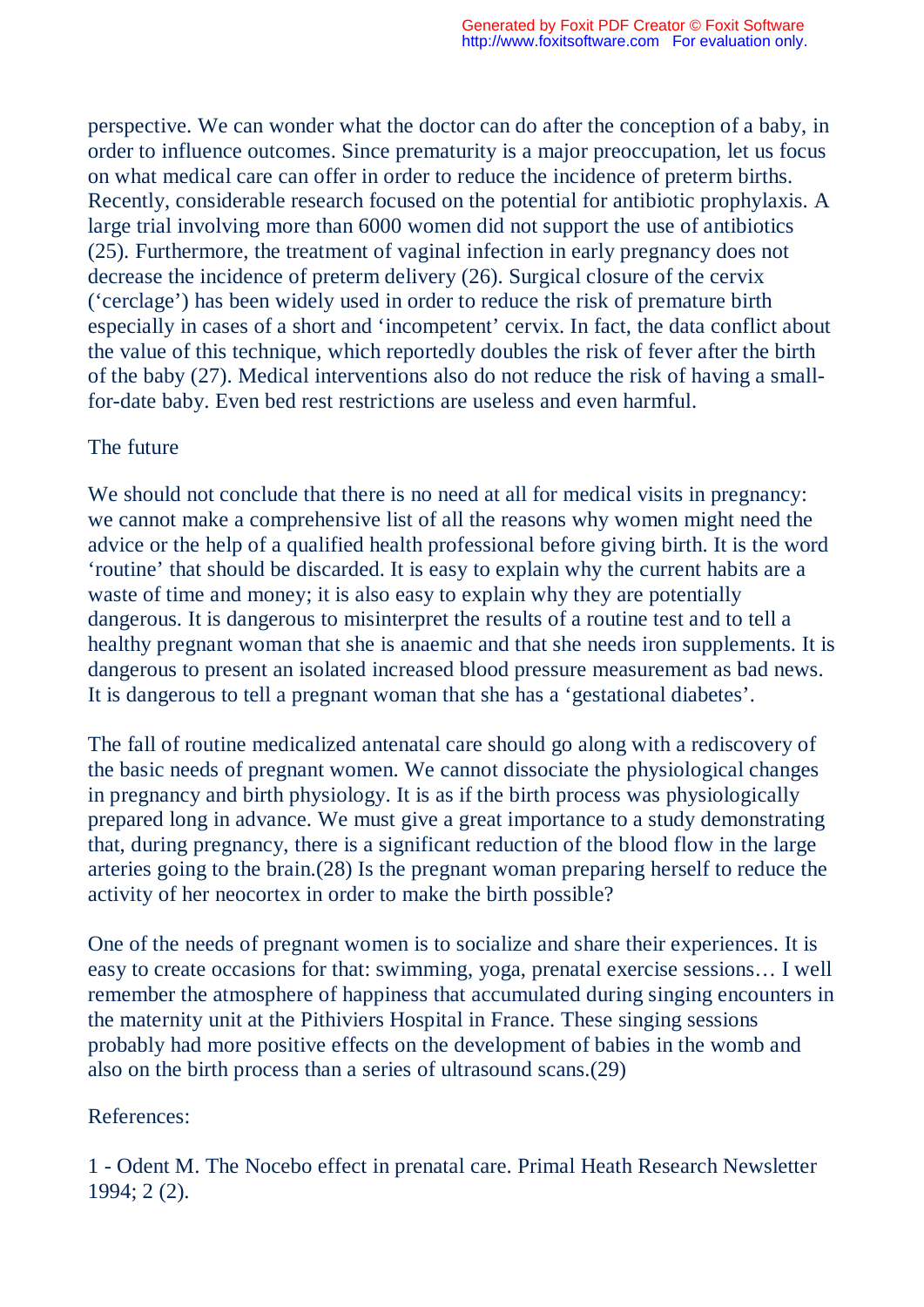perspective. We can wonder what the doctor can do after the conception of a baby, in order to influence outcomes. Since prematurity is a major preoccupation, let us focus on what medical care can offer in order to reduce the incidence of preterm births. Recently, considerable research focused on the potential for antibiotic prophylaxis. A large trial involving more than 6000 women did not support the use of antibiotics (25). Furthermore, the treatment of vaginal infection in early pregnancy does not decrease the incidence of preterm delivery (26). Surgical closure of the cervix ('cerclage') has been widely used in order to reduce the risk of premature birth especially in cases of a short and 'incompetent' cervix. In fact, the data conflict about the value of this technique, which reportedly doubles the risk of fever after the birth of the baby (27). Medical interventions also do not reduce the risk of having a small-for-date baby. Even bed rest restrictions are useless and even harmful.

## The future

We should not conclude that there is no need at all for medical visits in pregnancy: we cannot make a comprehensive list of all the reasons why women might need the advice or the help of a qualified health professional before giving birth. It is the word 'routine' that should be discarded. It is easy to explain why the current habits are a waste of time and money; it is also easy to explain why they are potentially dangerous. It is dangerous to misinterpret the results of a routine test and to tell a healthy pregnant woman that she is anaemic and that she needs iron supplements. It is dangerous to present an isolated increased blood pressure measurement as bad news. It is dangerous to tell a pregnant woman that she has a 'gestational diabetes'.

The fall of routine medicalized antenatal care should go along with a rediscovery of the basic needs of pregnant women. We cannot dissociate the physiological changes in pregnancy and birth physiology. It is as if the birth process was physiologically prepared long in advance. We must give a great importance to a study demonstrating that, during pregnancy, there is a significant reduction of the blood flow in the large arteries going to the brain.(28) Is the pregnant woman preparing herself to reduce the activity of her neocortex in order to make the birth possible?

One of the needs of pregnant women is to socialize and share their experiences. It is easy to create occasions for that: swimming, yoga, prenatal exercise sessions… I well remember the atmosphere of happiness that accumulated during singing encounters in the maternity unit at the Pithiviers Hospital in France. These singing sessions probably had more positive effects on the development of babies in the womb and also on the birth process than a series of ultrasound scans.(29)

## References:

1 - Odent M. The Nocebo effect in prenatal care. Primal Heath Research Newsletter 1994; 2 (2).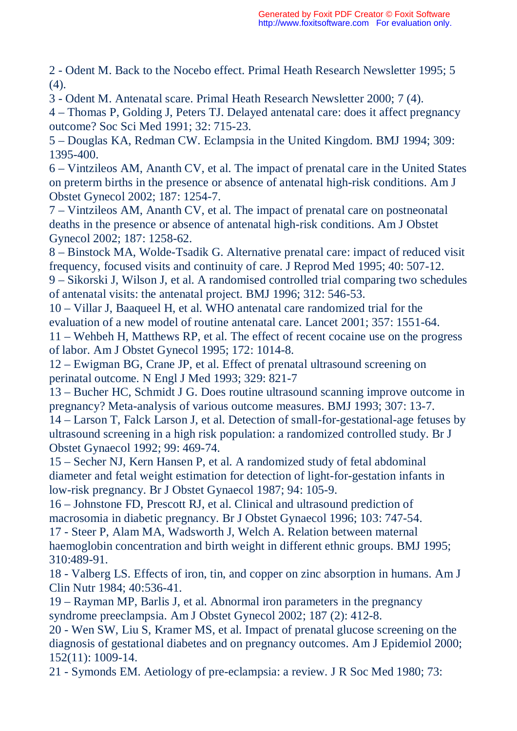2 - Odent M. Back to the Nocebo effect. Primal Heath Research Newsletter 1995; 5 (4).

3 - Odent M. Antenatal scare. Primal Heath Research Newsletter 2000; 7 (4).

4 – Thomas P, Golding J, Peters TJ. Delayed antenatal care: does it affect pregnancy outcome? Soc Sci Med 1991; 32: 715-23.

5 – Douglas KA, Redman CW. Eclampsia in the United Kingdom. BMJ 1994; 309: 1395-400.

6 – Vintzileos AM, Ananth CV, et al. The impact of prenatal care in the United States on preterm births in the presence or absence of antenatal high-risk conditions. Am J Obstet Gynecol 2002; 187: 1254-7.

7 – Vintzileos AM, Ananth CV, et al. The impact of prenatal care on postneonatal deaths in the presence or absence of antenatal high-risk conditions. Am J Obstet Gynecol 2002; 187: 1258-62.

8 – Binstock MA, Wolde-Tsadik G. Alternative prenatal care: impact of reduced visit frequency, focused visits and continuity of care. J Reprod Med 1995; 40: 507-12.

9 – Sikorski J, Wilson J, et al. A randomised controlled trial comparing two schedules of antenatal visits: the antenatal project. BMJ 1996; 312: 546-53.

10 – Villar J, Baaqueel H, et al. WHO antenatal care randomized trial for the evaluation of a new model of routine antenatal care. Lancet 2001; 357: 1551-64.

11 – Wehbeh H, Matthews RP, et al. The effect of recent cocaine use on the progress of labor. Am J Obstet Gynecol 1995; 172: 1014-8.

12 – Ewigman BG, Crane JP, et al. Effect of prenatal ultrasound screening on perinatal outcome. N Engl J Med 1993; 329: 821-7

13 – Bucher HC, Schmidt J G. Does routine ultrasound scanning improve outcome in pregnancy? Meta-analysis of various outcome measures. BMJ 1993; 307: 13-7.

14 – Larson T, Falck Larson J, et al. Detection of small-for-gestational-age fetuses by ultrasound screening in a high risk population: a randomized controlled study. Br J Obstet Gynaecol 1992; 99: 469-74.

15 – Secher NJ, Kern Hansen P, et al. A randomized study of fetal abdominal diameter and fetal weight estimation for detection of light-for-gestation infants in low-risk pregnancy. Br J Obstet Gynaecol 1987; 94: 105-9.

16 – Johnstone FD, Prescott RJ, et al. Clinical and ultrasound prediction of macrosomia in diabetic pregnancy. Br J Obstet Gynaecol 1996; 103: 747-54.

17 - Steer P, Alam MA, Wadsworth J, Welch A. Relation between maternal haemoglobin concentration and birth weight in different ethnic groups. BMJ 1995; 310:489-91.

18 - Valberg LS. Effects of iron, tin, and copper on zinc absorption in humans. Am J Clin Nutr 1984; 40:536-41.

19 – Rayman MP, Barlis J, et al. Abnormal iron parameters in the pregnancy syndrome preeclampsia. Am J Obstet Gynecol 2002; 187 (2): 412-8.

20 - Wen SW, Liu S, Kramer MS, et al. Impact of prenatal glucose screening on the diagnosis of gestational diabetes and on pregnancy outcomes. Am J Epidemiol 2000; 152(11): 1009-14.

21 - Symonds EM. Aetiology of pre-eclampsia: a review. J R Soc Med 1980; 73: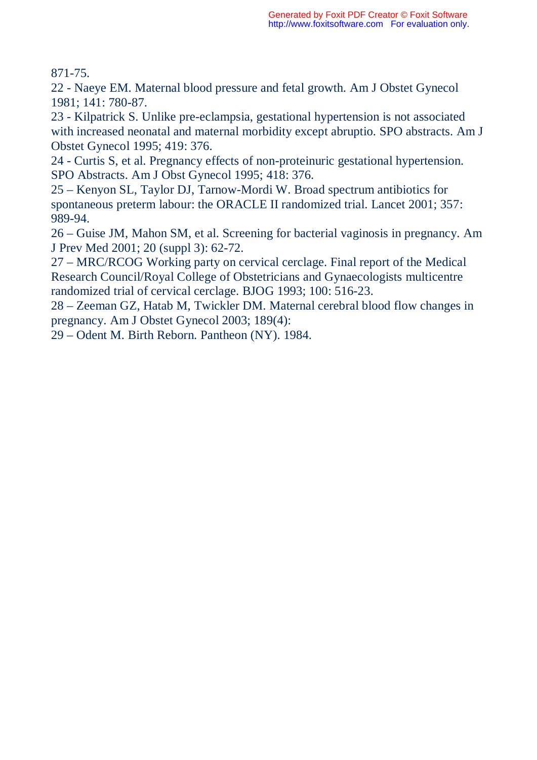871-75.

22 - Naeye EM. Maternal blood pressure and fetal growth. Am J Obstet Gynecol 1981; 141: 780-87.

23 - Kilpatrick S. Unlike pre-eclampsia, gestational hypertension is not associated with increased neonatal and maternal morbidity except abruptio. SPO abstracts. Am J Obstet Gynecol 1995; 419: 376.

24 - Curtis S, et al. Pregnancy effects of non-proteinuric gestational hypertension. SPO Abstracts. Am J Obst Gynecol 1995; 418: 376.

25 – Kenyon SL, Taylor DJ, Tarnow-Mordi W. Broad spectrum antibiotics for spontaneous preterm labour: the ORACLE II randomized trial. Lancet 2001; 357: 989-94.

26 – Guise JM, Mahon SM, et al. Screening for bacterial vaginosis in pregnancy. Am J Prev Med 2001; 20 (suppl 3): 62-72.

27 – MRC/RCOG Working party on cervical cerclage. Final report of the Medical Research Council/Royal College of Obstetricians and Gynaecologists multicentre randomized trial of cervical cerclage. BJOG 1993; 100: 516-23.

28 – Zeeman GZ, Hatab M, Twickler DM. Maternal cerebral blood flow changes in pregnancy. Am J Obstet Gynecol 2003; 189(4):

29 – Odent M. Birth Reborn. Pantheon (NY). 1984.